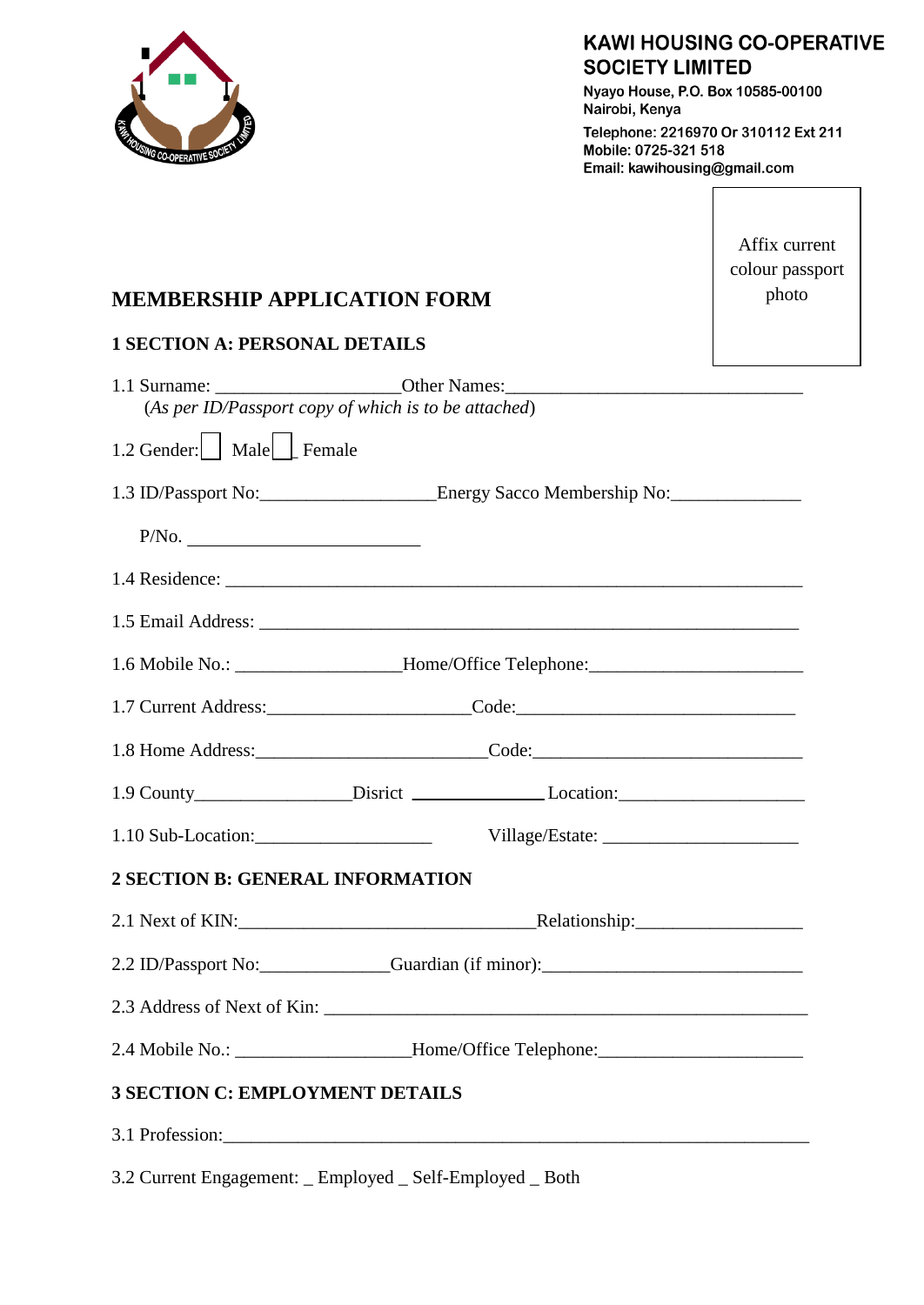**KAWI HOUSING CO-OPERATIVE SOCIETY LIMITED**

Nyayo House, P.O. Box 10585-00100
Nairobi, Kenya

Telephone: 2216970 Or 310112 Ext 211
Mobile: 0725-321 518
Email: kawihousing@gmail.com

Affix current colour passport photo

# MEMBERSHIP APPLICATION FORM

## 1 SECTION A: PERSONAL DETAILS

1.1 Surname: ___________________Other Names:_______________________________
(*As per ID/Passport copy of which is to be attached*)

1.2 Gender: ☐ Male ☐ Female

1.3 ID/Passport No:__________________Energy Sacco Membership No:_____________

P/No. ________________________

1.4 Residence: ____________________________________________________________

1.5 Email Address: ________________________________________________________

1.6 Mobile No.: _________________Home/Office Telephone:______________________

1.7 Current Address:_____________________Code:_____________________________

1.8 Home Address:________________________Code:_____________________________

1.9 County________________Disrict ______________ Location:___________________

1.10 Sub-Location:___________________ Village/Estate: _____________________

## 2 SECTION B: GENERAL INFORMATION

2.1 Next of KIN:________________________________Relationship:_________________

2.2 ID/Passport No:_____________Guardian (if minor):___________________________

2.3 Address of Next of Kin: _______________________________________________

2.4 Mobile No.: __________________Home/Office Telephone:_____________________

## 3 SECTION C: EMPLOYMENT DETAILS

3.1 Profession:_____________________________________________________________

3.2 Current Engagement: _ Employed _ Self-Employed _ Both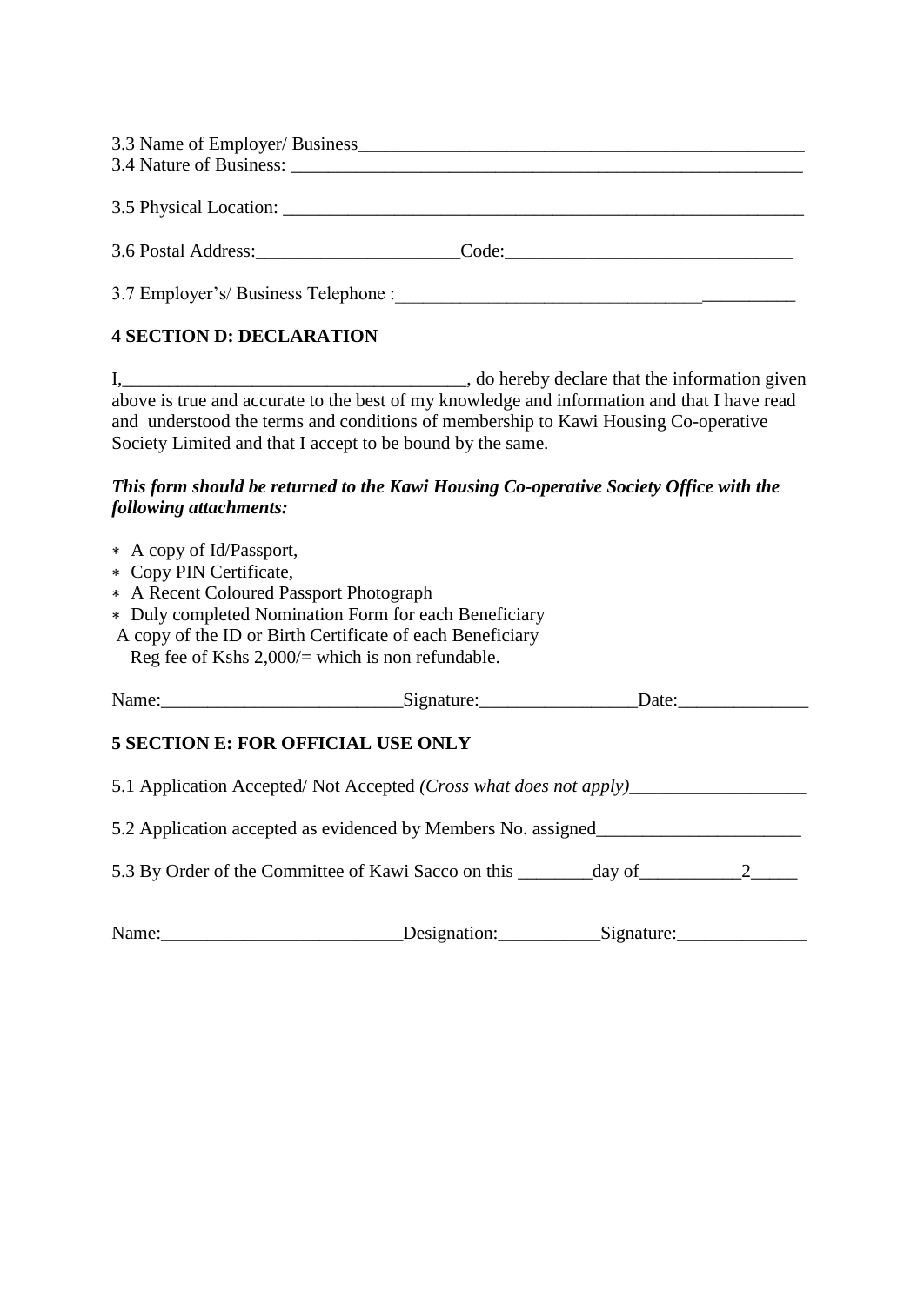3.3 Name of Employer/ Business_______________________________________________

3.4 Nature of Business: ____________________________________________________

3.5 Physical Location: _____________________________________________________

3.6 Postal Address:_____________________Code:______________________________

3.7 Employer's/ Business Telephone :__________________________________________

## 4 SECTION D: DECLARATION

I,____________________________________, do hereby declare that the information given above is true and accurate to the best of my knowledge and information and that I have read and understood the terms and conditions of membership to Kawi Housing Co-operative Society Limited and that I accept to be bound by the same.

***This form should be returned to the Kawi Housing Co-operative Society Office with the following attachments:***

* A copy of Id/Passport,
* Copy PIN Certificate,
* A Recent Coloured Passport Photograph
* Duly completed Nomination Form for each Beneficiary

A copy of the ID or Birth Certificate of each Beneficiary

Reg fee of Kshs 2,000/= which is non refundable.

Name:__________________________Signature:________________Date:______________

## 5 SECTION E: FOR OFFICIAL USE ONLY

5.1 Application Accepted/ Not Accepted *(Cross what does not apply)*___________________

5.2 Application accepted as evidenced by Members No. assigned______________________

5.3 By Order of the Committee of Kawi Sacco on this ________day of___________2_____

Name:__________________________Designation:___________Signature:______________